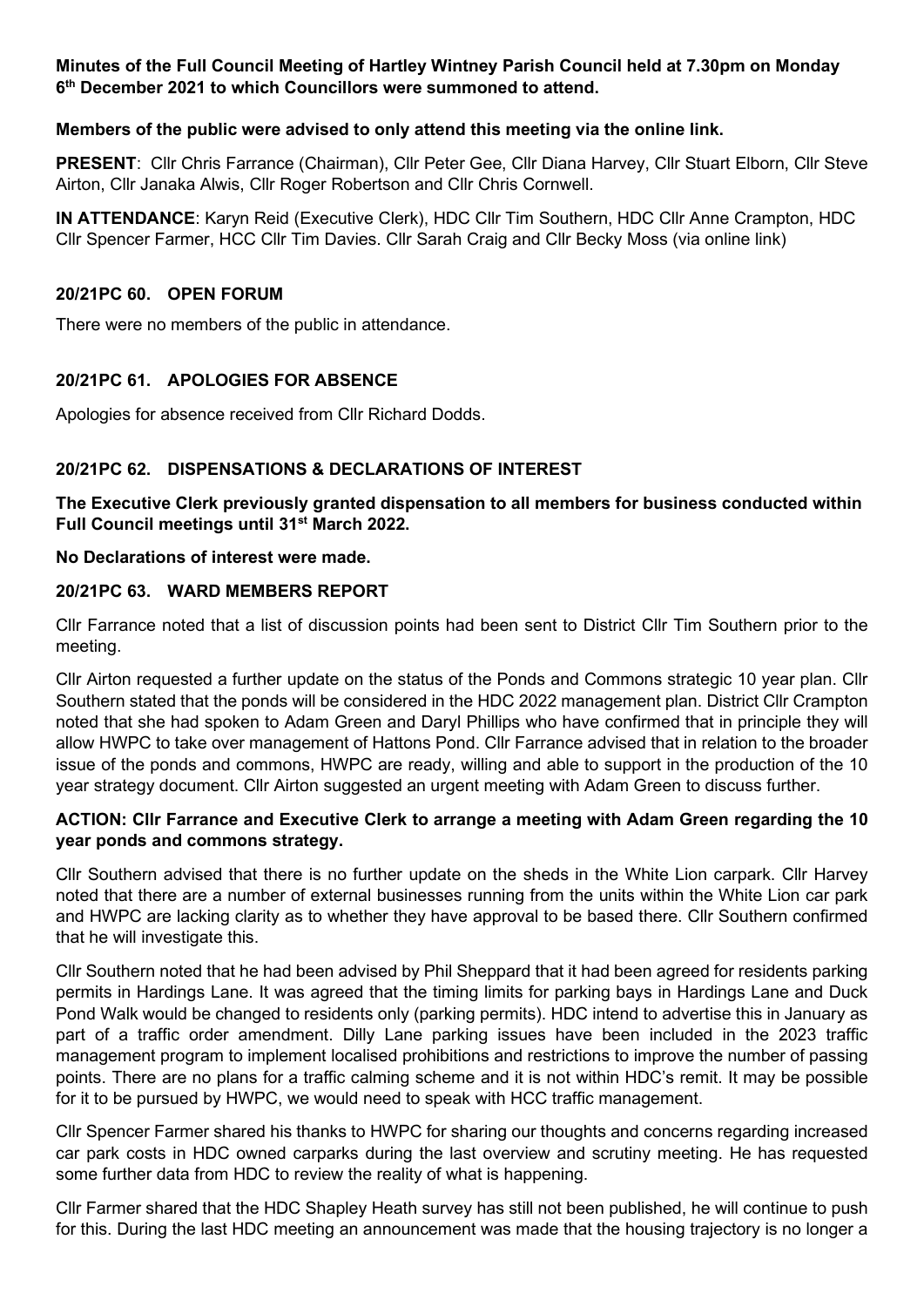**Minutes of the Full Council Meeting of Hartley Wintney Parish Council held at 7.30pm on Monday 6th December 2021 to which Councillors were summoned to attend.**

**Members of the public were advised to only attend this meeting via the online link.**

**PRESENT**: Cllr Chris Farrance (Chairman), Cllr Peter Gee, Cllr Diana Harvey, Cllr Stuart Elborn, Cllr Steve Airton, Cllr Janaka Alwis, Cllr Roger Robertson and Cllr Chris Cornwell.

**IN ATTENDANCE**: Karyn Reid (Executive Clerk), HDC Cllr Tim Southern, HDC Cllr Anne Crampton, HDC Cllr Spencer Farmer, HCC Cllr Tim Davies. Cllr Sarah Craig and Cllr Becky Moss (via online link)

## 20/21PC 60. OPEN FORUM

There were no members of the public in attendance.

## 20/21PC 61. APOLOGIES FOR ABSENCE

Apologies for absence received from Cllr Richard Dodds.

## 20/21PC 62. DISPENSATIONS & DECLARATIONS OF INTEREST

**The Executive Clerk previously granted dispensation to all members for business conducted within Full Council meetings until 31st March 2022.**

**No Declarations of interest were made.**

## 20/21PC 63. WARD MEMBERS REPORT

Cllr Farrance noted that a list of discussion points had been sent to District Cllr Tim Southern prior to the meeting.

Cllr Airton requested a further update on the status of the Ponds and Commons strategic 10 year plan. Cllr Southern stated that the ponds will be considered in the HDC 2022 management plan. District Cllr Crampton noted that she had spoken to Adam Green and Daryl Phillips who have confirmed that in principle they will allow HWPC to take over management of Hattons Pond. Cllr Farrance advised that in relation to the broader issue of the ponds and commons, HWPC are ready, willing and able to support in the production of the 10 year strategy document. Cllr Airton suggested an urgent meeting with Adam Green to discuss further.

**ACTION: Cllr Farrance and Executive Clerk to arrange a meeting with Adam Green regarding the 10 year ponds and commons strategy.**

Cllr Southern advised that there is no further update on the sheds in the White Lion carpark. Cllr Harvey noted that there are a number of external businesses running from the units within the White Lion car park and HWPC are lacking clarity as to whether they have approval to be based there. Cllr Southern confirmed that he will investigate this.

Cllr Southern noted that he had been advised by Phil Sheppard that it had been agreed for residents parking permits in Hardings Lane. It was agreed that the timing limits for parking bays in Hardings Lane and Duck Pond Walk would be changed to residents only (parking permits). HDC intend to advertise this in January as part of a traffic order amendment. Dilly Lane parking issues have been included in the 2023 traffic management program to implement localised prohibitions and restrictions to improve the number of passing points. There are no plans for a traffic calming scheme and it is not within HDC's remit. It may be possible for it to be pursued by HWPC, we would need to speak with HCC traffic management.

Cllr Spencer Farmer shared his thanks to HWPC for sharing our thoughts and concerns regarding increased car park costs in HDC owned carparks during the last overview and scrutiny meeting. He has requested some further data from HDC to review the reality of what is happening.

Cllr Farmer shared that the HDC Shapley Heath survey has still not been published, he will continue to push for this. During the last HDC meeting an announcement was made that the housing trajectory is no longer a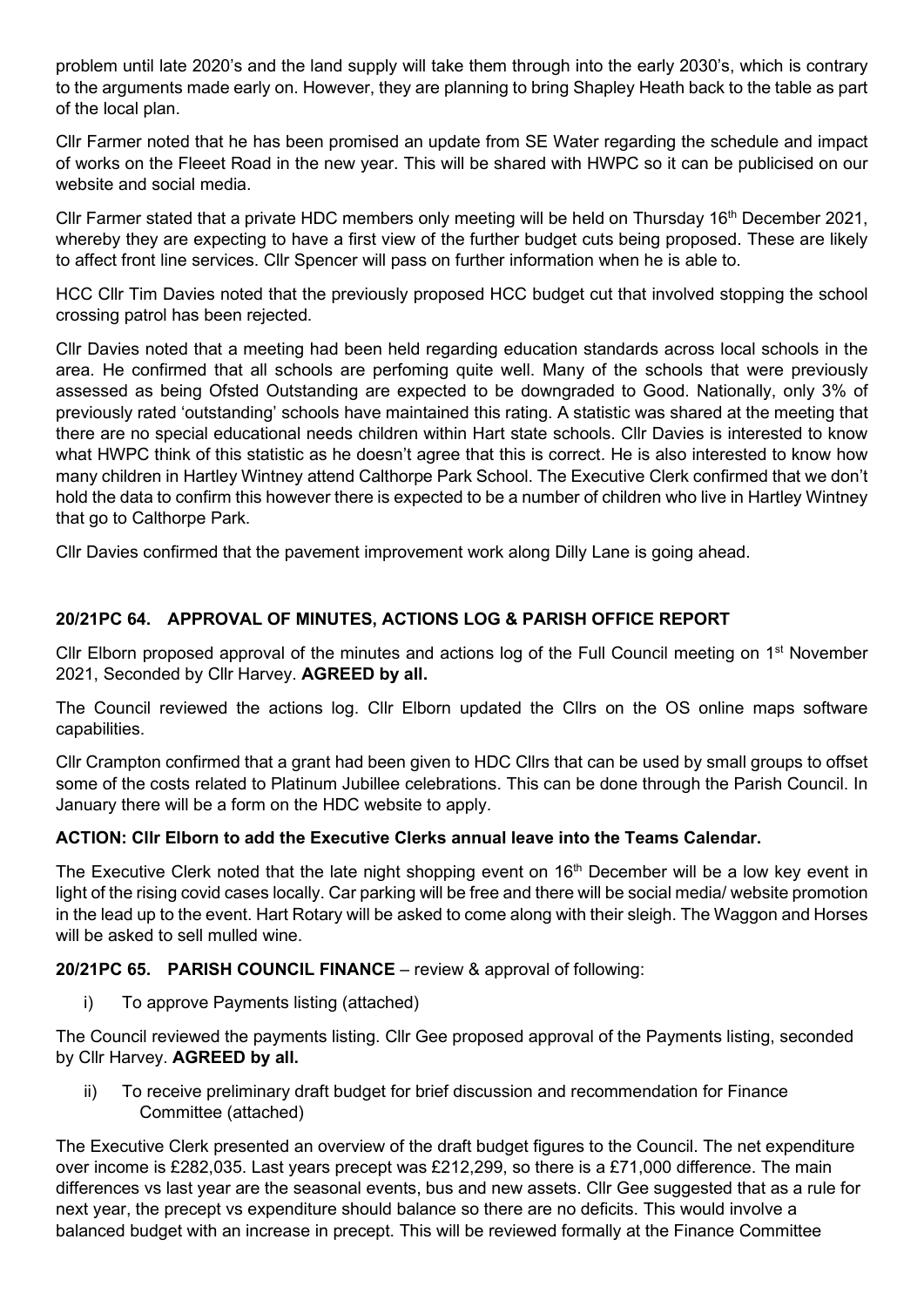problem until late 2020's and the land supply will take them through into the early 2030's, which is contrary to the arguments made early on. However, they are planning to bring Shapley Heath back to the table as part of the local plan.

Cllr Farmer noted that he has been promised an update from SE Water regarding the schedule and impact of works on the Fleeet Road in the new year. This will be shared with HWPC so it can be publicised on our website and social media.

Cllr Farmer stated that a private HDC members only meeting will be held on Thursday 16th December 2021, whereby they are expecting to have a first view of the further budget cuts being proposed. These are likely to affect front line services. Cllr Spencer will pass on further information when he is able to.

HCC Cllr Tim Davies noted that the previously proposed HCC budget cut that involved stopping the school crossing patrol has been rejected.

Cllr Davies noted that a meeting had been held regarding education standards across local schools in the area. He confirmed that all schools are perfoming quite well. Many of the schools that were previously assessed as being Ofsted Outstanding are expected to be downgraded to Good. Nationally, only 3% of previously rated 'outstanding' schools have maintained this rating. A statistic was shared at the meeting that there are no special educational needs children within Hart state schools. Cllr Davies is interested to know what HWPC think of this statistic as he doesn't agree that this is correct. He is also interested to know how many children in Hartley Wintney attend Calthorpe Park School. The Executive Clerk confirmed that we don't hold the data to confirm this however there is expected to be a number of children who live in Hartley Wintney that go to Calthorpe Park.

Cllr Davies confirmed that the pavement improvement work along Dilly Lane is going ahead.

### 20/21PC 64. APPROVAL OF MINUTES, ACTIONS LOG & PARISH OFFICE REPORT

Cllr Elborn proposed approval of the minutes and actions log of the Full Council meeting on 1st November 2021, Seconded by Cllr Harvey. **AGREED by all.**

The Council reviewed the actions log. Cllr Elborn updated the Cllrs on the OS online maps software capabilities.

Cllr Crampton confirmed that a grant had been given to HDC Cllrs that can be used by small groups to offset some of the costs related to Platinum Jubillee celebrations. This can be done through the Parish Council. In January there will be a form on the HDC website to apply.

**ACTION: Cllr Elborn to add the Executive Clerks annual leave into the Teams Calendar.**

The Executive Clerk noted that the late night shopping event on 16th December will be a low key event in light of the rising covid cases locally. Car parking will be free and there will be social media/ website promotion in the lead up to the event. Hart Rotary will be asked to come along with their sleigh. The Waggon and Horses will be asked to sell mulled wine.

**20/21PC 65. PARISH COUNCIL FINANCE** – review & approval of following:

i) To approve Payments listing (attached)

The Council reviewed the payments listing. Cllr Gee proposed approval of the Payments listing, seconded by Cllr Harvey. **AGREED by all.**

ii) To receive preliminary draft budget for brief discussion and recommendation for Finance Committee (attached)

The Executive Clerk presented an overview of the draft budget figures to the Council. The net expenditure over income is £282,035. Last years precept was £212,299, so there is a £71,000 difference. The main differences vs last year are the seasonal events, bus and new assets. Cllr Gee suggested that as a rule for next year, the precept vs expenditure should balance so there are no deficits. This would involve a balanced budget with an increase in precept. This will be reviewed formally at the Finance Committee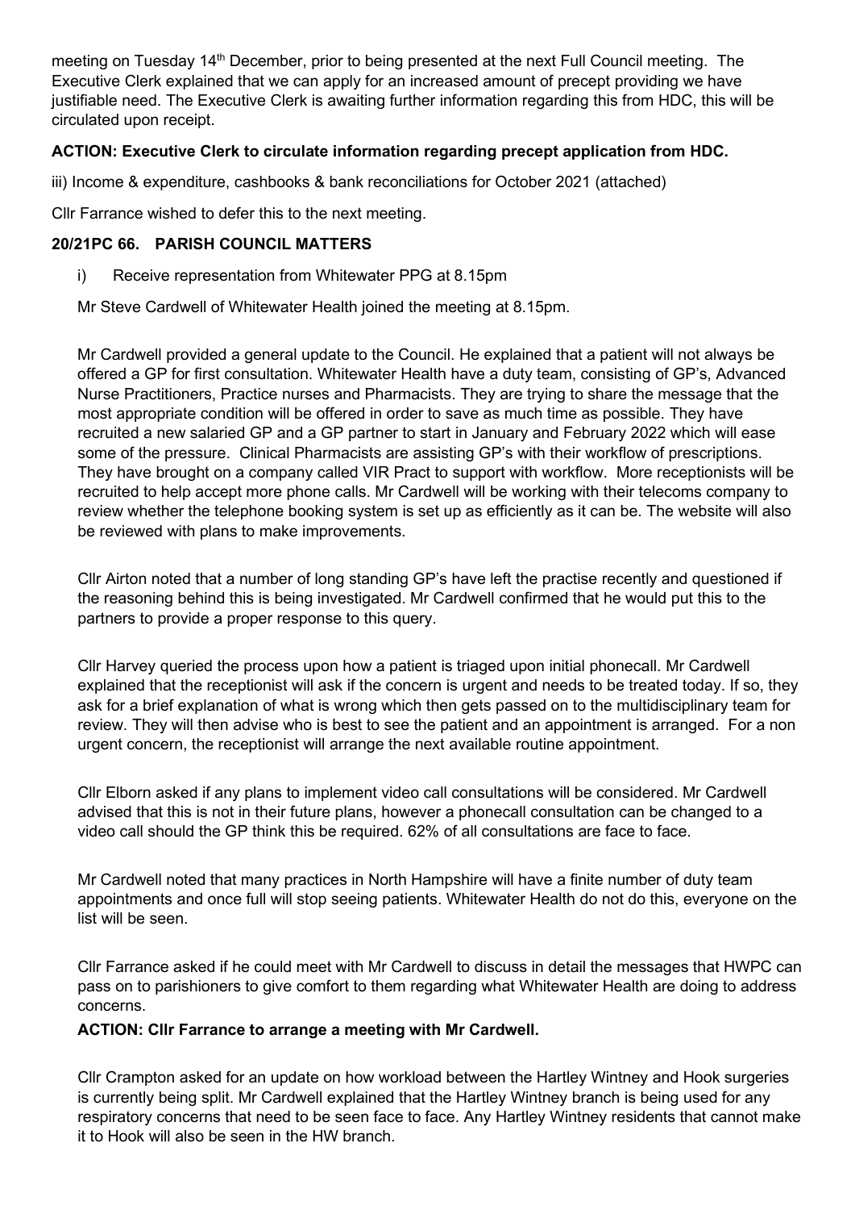meeting on Tuesday 14th December, prior to being presented at the next Full Council meeting. The Executive Clerk explained that we can apply for an increased amount of precept providing we have justifiable need. The Executive Clerk is awaiting further information regarding this from HDC, this will be circulated upon receipt.

**ACTION: Executive Clerk to circulate information regarding precept application from HDC.**

iii) Income & expenditure, cashbooks & bank reconciliations for October 2021 (attached)

Cllr Farrance wished to defer this to the next meeting.

### 20/21PC 66. PARISH COUNCIL MATTERS

i) Receive representation from Whitewater PPG at 8.15pm

Mr Steve Cardwell of Whitewater Health joined the meeting at 8.15pm.

Mr Cardwell provided a general update to the Council. He explained that a patient will not always be offered a GP for first consultation. Whitewater Health have a duty team, consisting of GP's, Advanced Nurse Practitioners, Practice nurses and Pharmacists. They are trying to share the message that the most appropriate condition will be offered in order to save as much time as possible. They have recruited a new salaried GP and a GP partner to start in January and February 2022 which will ease some of the pressure. Clinical Pharmacists are assisting GP's with their workflow of prescriptions. They have brought on a company called VIR Pract to support with workflow. More receptionists will be recruited to help accept more phone calls. Mr Cardwell will be working with their telecoms company to review whether the telephone booking system is set up as efficiently as it can be. The website will also be reviewed with plans to make improvements.

Cllr Airton noted that a number of long standing GP's have left the practise recently and questioned if the reasoning behind this is being investigated. Mr Cardwell confirmed that he would put this to the partners to provide a proper response to this query.

Cllr Harvey queried the process upon how a patient is triaged upon initial phonecall. Mr Cardwell explained that the receptionist will ask if the concern is urgent and needs to be treated today. If so, they ask for a brief explanation of what is wrong which then gets passed on to the multidisciplinary team for review. They will then advise who is best to see the patient and an appointment is arranged. For a non urgent concern, the receptionist will arrange the next available routine appointment.

Cllr Elborn asked if any plans to implement video call consultations will be considered. Mr Cardwell advised that this is not in their future plans, however a phonecall consultation can be changed to a video call should the GP think this be required. 62% of all consultations are face to face.

Mr Cardwell noted that many practices in North Hampshire will have a finite number of duty team appointments and once full will stop seeing patients. Whitewater Health do not do this, everyone on the list will be seen.

Cllr Farrance asked if he could meet with Mr Cardwell to discuss in detail the messages that HWPC can pass on to parishioners to give comfort to them regarding what Whitewater Health are doing to address concerns.

**ACTION: Cllr Farrance to arrange a meeting with Mr Cardwell.**

Cllr Crampton asked for an update on how workload between the Hartley Wintney and Hook surgeries is currently being split. Mr Cardwell explained that the Hartley Wintney branch is being used for any respiratory concerns that need to be seen face to face. Any Hartley Wintney residents that cannot make it to Hook will also be seen in the HW branch.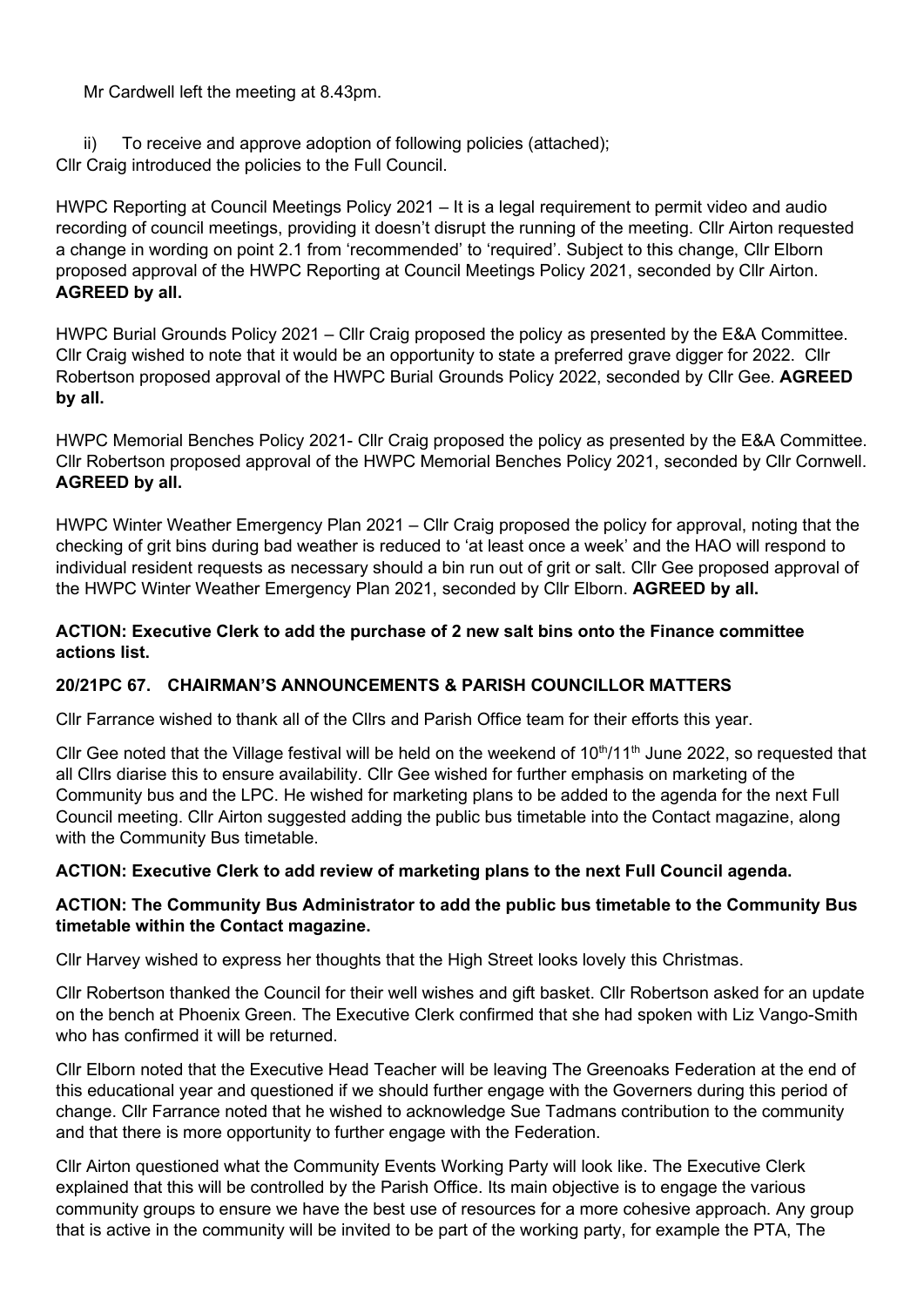Mr Cardwell left the meeting at 8.43pm.

ii) To receive and approve adoption of following policies (attached);

Cllr Craig introduced the policies to the Full Council.

HWPC Reporting at Council Meetings Policy 2021 – It is a legal requirement to permit video and audio recording of council meetings, providing it doesn't disrupt the running of the meeting. Cllr Airton requested a change in wording on point 2.1 from 'recommended' to 'required'. Subject to this change, Cllr Elborn proposed approval of the HWPC Reporting at Council Meetings Policy 2021, seconded by Cllr Airton. **AGREED by all.**

HWPC Burial Grounds Policy 2021 – Cllr Craig proposed the policy as presented by the E&A Committee. Cllr Craig wished to note that it would be an opportunity to state a preferred grave digger for 2022. Cllr Robertson proposed approval of the HWPC Burial Grounds Policy 2022, seconded by Cllr Gee. **AGREED by all.**

HWPC Memorial Benches Policy 2021- Cllr Craig proposed the policy as presented by the E&A Committee. Cllr Robertson proposed approval of the HWPC Memorial Benches Policy 2021, seconded by Cllr Cornwell. **AGREED by all.**

HWPC Winter Weather Emergency Plan 2021 – Cllr Craig proposed the policy for approval, noting that the checking of grit bins during bad weather is reduced to 'at least once a week' and the HAO will respond to individual resident requests as necessary should a bin run out of grit or salt. Cllr Gee proposed approval of the HWPC Winter Weather Emergency Plan 2021, seconded by Cllr Elborn. **AGREED by all.**

**ACTION: Executive Clerk to add the purchase of 2 new salt bins onto the Finance committee actions list.**

**20/21PC 67. CHAIRMAN'S ANNOUNCEMENTS & PARISH COUNCILLOR MATTERS**

Cllr Farrance wished to thank all of the Cllrs and Parish Office team for their efforts this year.

Cllr Gee noted that the Village festival will be held on the weekend of 10th/11th June 2022, so requested that all Cllrs diarise this to ensure availability. Cllr Gee wished for further emphasis on marketing of the Community bus and the LPC. He wished for marketing plans to be added to the agenda for the next Full Council meeting. Cllr Airton suggested adding the public bus timetable into the Contact magazine, along with the Community Bus timetable.

**ACTION: Executive Clerk to add review of marketing plans to the next Full Council agenda.**

**ACTION: The Community Bus Administrator to add the public bus timetable to the Community Bus timetable within the Contact magazine.**

Cllr Harvey wished to express her thoughts that the High Street looks lovely this Christmas.

Cllr Robertson thanked the Council for their well wishes and gift basket. Cllr Robertson asked for an update on the bench at Phoenix Green. The Executive Clerk confirmed that she had spoken with Liz Vango-Smith who has confirmed it will be returned.

Cllr Elborn noted that the Executive Head Teacher will be leaving The Greenoaks Federation at the end of this educational year and questioned if we should further engage with the Governers during this period of change. Cllr Farrance noted that he wished to acknowledge Sue Tadmans contribution to the community and that there is more opportunity to further engage with the Federation.

Cllr Airton questioned what the Community Events Working Party will look like. The Executive Clerk explained that this will be controlled by the Parish Office. Its main objective is to engage the various community groups to ensure we have the best use of resources for a more cohesive approach. Any group that is active in the community will be invited to be part of the working party, for example the PTA, The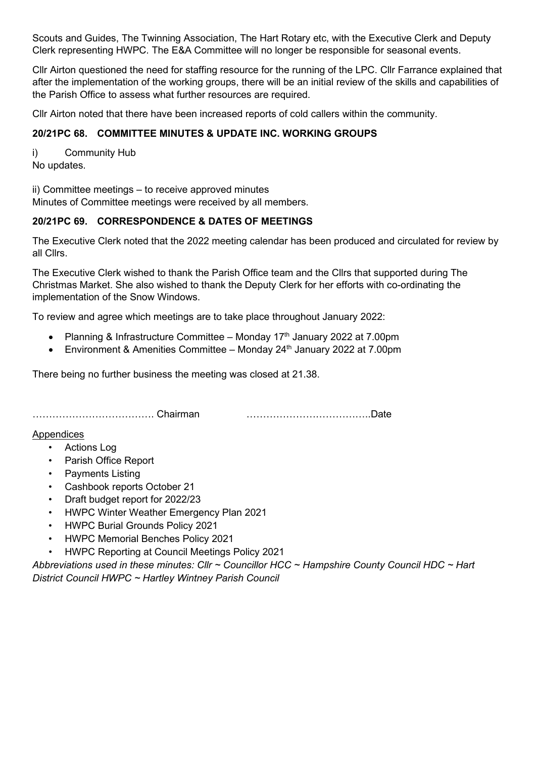Scouts and Guides, The Twinning Association, The Hart Rotary etc, with the Executive Clerk and Deputy Clerk representing HWPC. The E&A Committee will no longer be responsible for seasonal events.

Cllr Airton questioned the need for staffing resource for the running of the LPC. Cllr Farrance explained that after the implementation of the working groups, there will be an initial review of the skills and capabilities of the Parish Office to assess what further resources are required.

Cllr Airton noted that there have been increased reports of cold callers within the community.

### 20/21PC 68. COMMITTEE MINUTES & UPDATE INC. WORKING GROUPS

i) Community Hub
No updates.

ii) Committee meetings – to receive approved minutes
Minutes of Committee meetings were received by all members.

### 20/21PC 69. CORRESPONDENCE & DATES OF MEETINGS

The Executive Clerk noted that the 2022 meeting calendar has been produced and circulated for review by all Cllrs.

The Executive Clerk wished to thank the Parish Office team and the Cllrs that supported during The Christmas Market. She also wished to thank the Deputy Clerk for her efforts with co-ordinating the implementation of the Snow Windows.

To review and agree which meetings are to take place throughout January 2022:

- Planning & Infrastructure Committee – Monday 17th January 2022 at 7.00pm
- Environment & Amenities Committee – Monday 24th January 2022 at 7.00pm

There being no further business the meeting was closed at 21.38.

………………………………. Chairman ………………………………..Date

<u>Appendices</u>

- Actions Log
- Parish Office Report
- Payments Listing
- Cashbook reports October 21
- Draft budget report for 2022/23
- HWPC Winter Weather Emergency Plan 2021
- HWPC Burial Grounds Policy 2021
- HWPC Memorial Benches Policy 2021
- HWPC Reporting at Council Meetings Policy 2021

*Abbreviations used in these minutes: Cllr ~ Councillor HCC ~ Hampshire County Council HDC ~ Hart District Council HWPC ~ Hartley Wintney Parish Council*